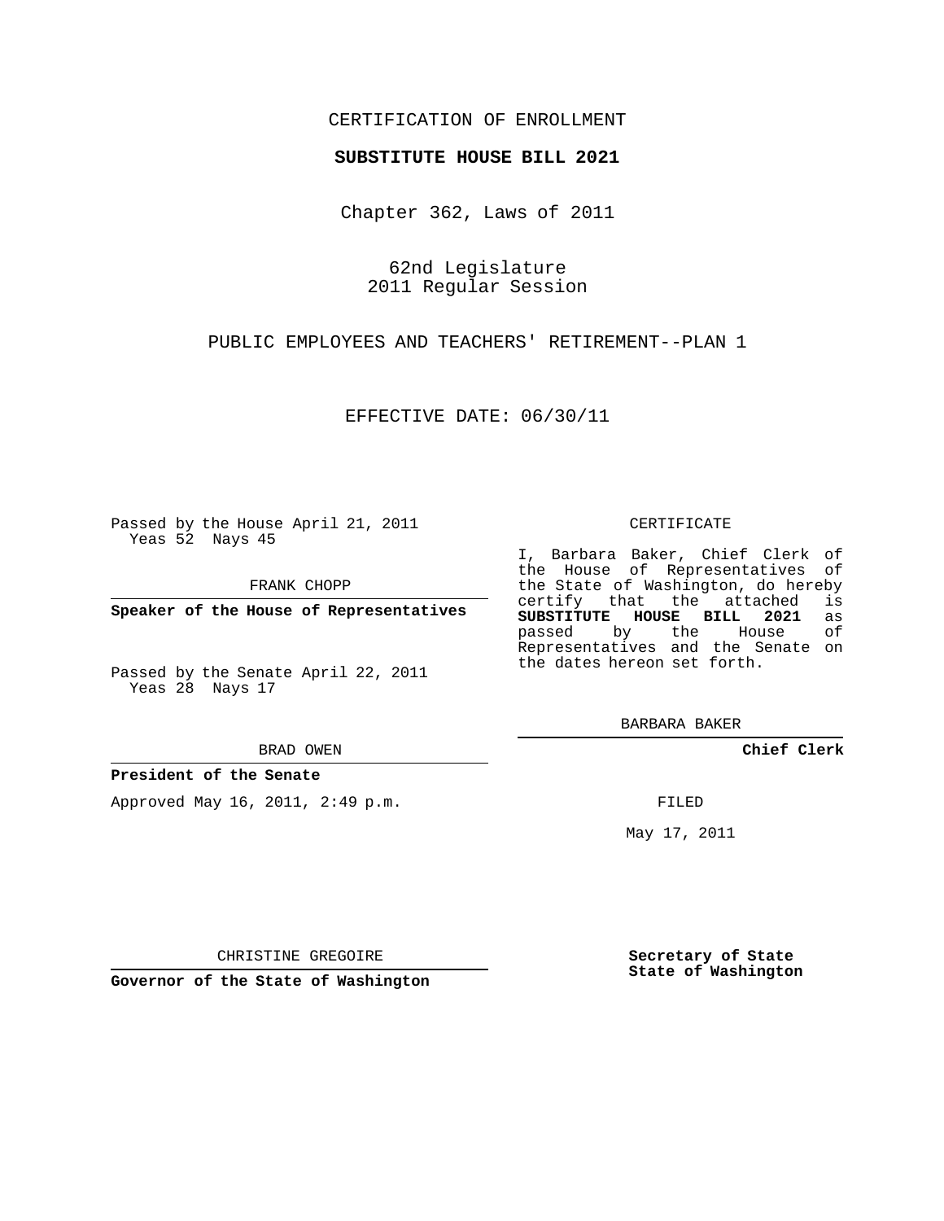CERTIFICATION OF ENROLLMENT

**SUBSTITUTE HOUSE BILL 2021**

Chapter 362, Laws of 2011

62nd Legislature
2011 Regular Session

PUBLIC EMPLOYEES AND TEACHERS' RETIREMENT--PLAN 1

EFFECTIVE DATE: 06/30/11

Passed by the House April 21, 2011
Yeas 52 Nays 45

FRANK CHOPP

**Speaker of the House of Representatives**

Passed by the Senate April 22, 2011
Yeas 28 Nays 17

BRAD OWEN

**President of the Senate**

Approved May 16, 2011, 2:49 p.m.

CHRISTINE GREGOIRE

**Governor of the State of Washington**

CERTIFICATE

I, Barbara Baker, Chief Clerk of the House of Representatives of the State of Washington, do hereby certify that the attached is **SUBSTITUTE HOUSE BILL 2021** as passed by the House of Representatives and the Senate on the dates hereon set forth.

BARBARA BAKER

**Chief Clerk**

FILED

May 17, 2011

**Secretary of State**
**State of Washington**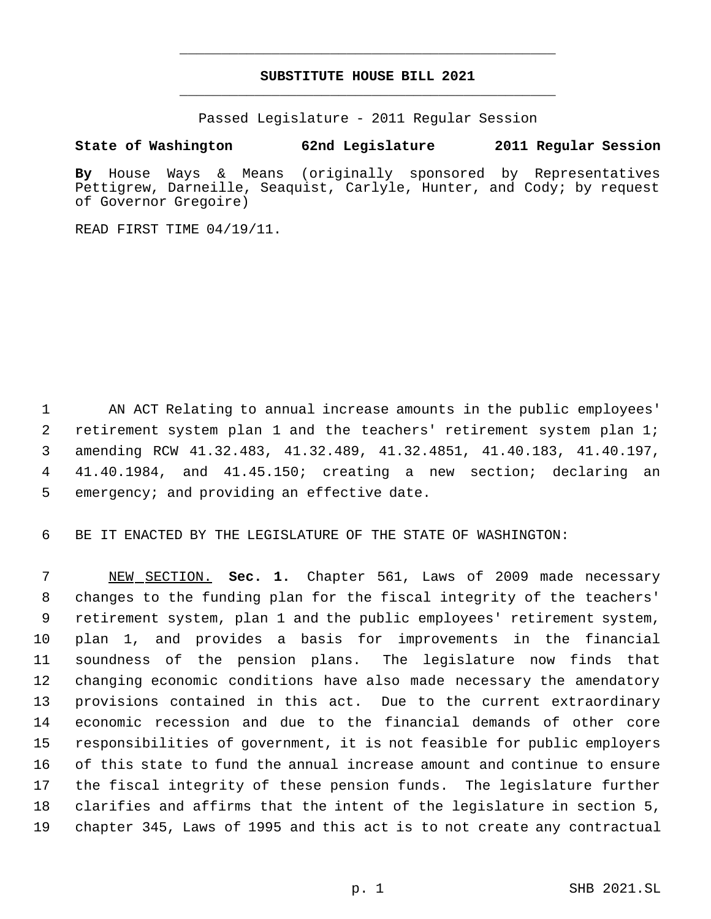# SUBSTITUTE HOUSE BILL 2021

Passed Legislature - 2011 Regular Session

**State of Washington 62nd Legislature 2011 Regular Session**

**By** House Ways & Means (originally sponsored by Representatives Pettigrew, Darneille, Seaquist, Carlyle, Hunter, and Cody; by request of Governor Gregoire)

READ FIRST TIME 04/19/11.

AN ACT Relating to annual increase amounts in the public employees' retirement system plan 1 and the teachers' retirement system plan 1; amending RCW 41.32.483, 41.32.489, 41.32.4851, 41.40.183, 41.40.197, 41.40.1984, and 41.45.150; creating a new section; declaring an emergency; and providing an effective date.

BE IT ENACTED BY THE LEGISLATURE OF THE STATE OF WASHINGTON:

NEW SECTION. **Sec. 1.** Chapter 561, Laws of 2009 made necessary changes to the funding plan for the fiscal integrity of the teachers' retirement system, plan 1 and the public employees' retirement system, plan 1, and provides a basis for improvements in the financial soundness of the pension plans. The legislature now finds that changing economic conditions have also made necessary the amendatory provisions contained in this act. Due to the current extraordinary economic recession and due to the financial demands of other core responsibilities of government, it is not feasible for public employers of this state to fund the annual increase amount and continue to ensure the fiscal integrity of these pension funds. The legislature further clarifies and affirms that the intent of the legislature in section 5, chapter 345, Laws of 1995 and this act is to not create any contractual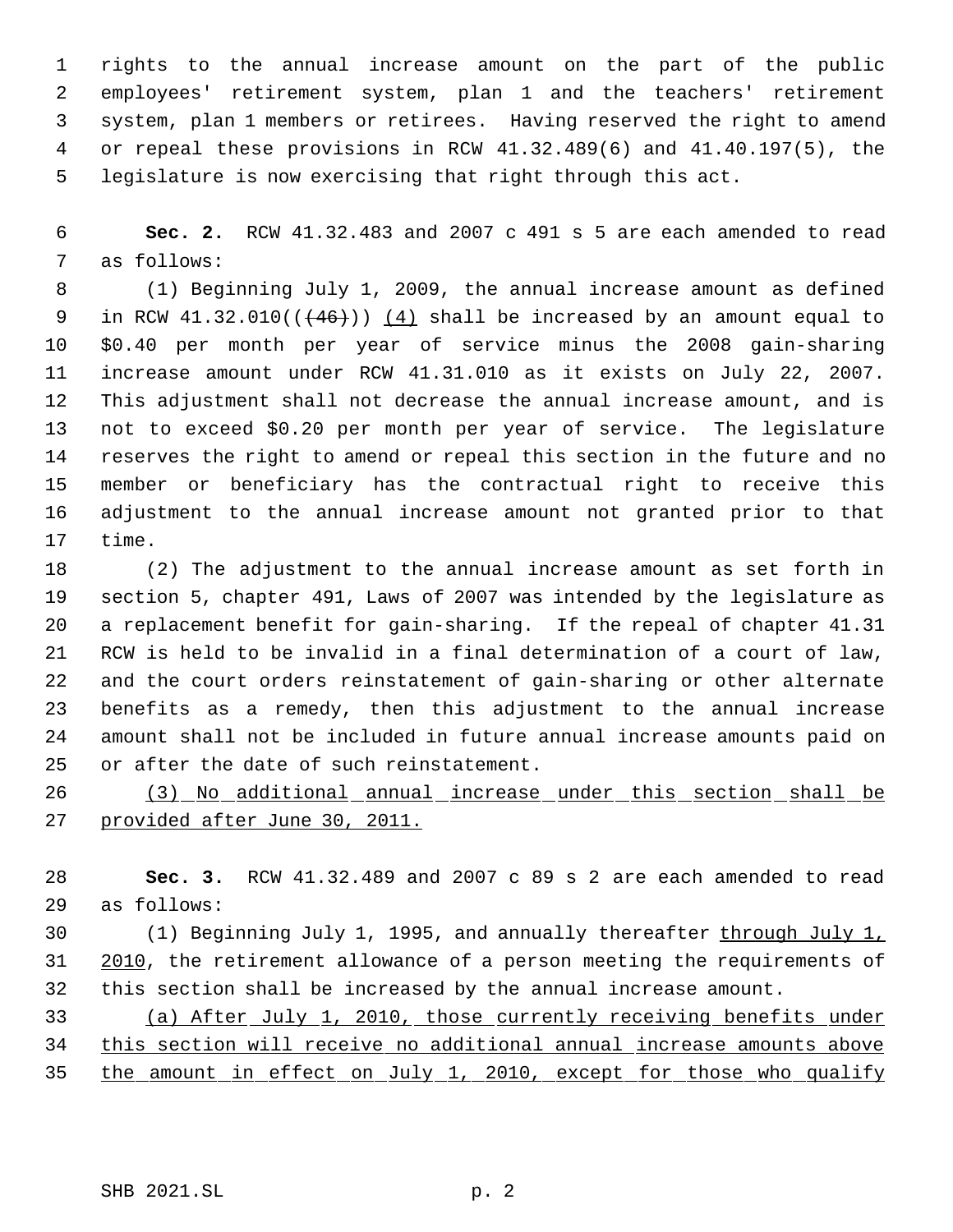rights to the annual increase amount on the part of the public employees' retirement system, plan 1 and the teachers' retirement system, plan 1 members or retirees. Having reserved the right to amend or repeal these provisions in RCW 41.32.489(6) and 41.40.197(5), the legislature is now exercising that right through this act.

**Sec. 2.** RCW 41.32.483 and 2007 c 491 s 5 are each amended to read as follows:

(1) Beginning July 1, 2009, the annual increase amount as defined in RCW 41.32.010((~~(46)~~)) <u>(4)</u> shall be increased by an amount equal to $0.40 per month per year of service minus the 2008 gain-sharing increase amount under RCW 41.31.010 as it exists on July 22, 2007. This adjustment shall not decrease the annual increase amount, and is not to exceed $0.20 per month per year of service. The legislature reserves the right to amend or repeal this section in the future and no member or beneficiary has the contractual right to receive this adjustment to the annual increase amount not granted prior to that time.

(2) The adjustment to the annual increase amount as set forth in section 5, chapter 491, Laws of 2007 was intended by the legislature as a replacement benefit for gain-sharing. If the repeal of chapter 41.31 RCW is held to be invalid in a final determination of a court of law, and the court orders reinstatement of gain-sharing or other alternate benefits as a remedy, then this adjustment to the annual increase amount shall not be included in future annual increase amounts paid on or after the date of such reinstatement.

<u>(3) No additional annual increase under this section shall be provided after June 30, 2011.</u>

**Sec. 3.** RCW 41.32.489 and 2007 c 89 s 2 are each amended to read as follows:

(1) Beginning July 1, 1995, and annually thereafter <u>through July 1, 2010</u>, the retirement allowance of a person meeting the requirements of this section shall be increased by the annual increase amount.

<u>(a) After July 1, 2010, those currently receiving benefits under this section will receive no additional annual increase amounts above the amount in effect on July 1, 2010, except for those who qualify</u>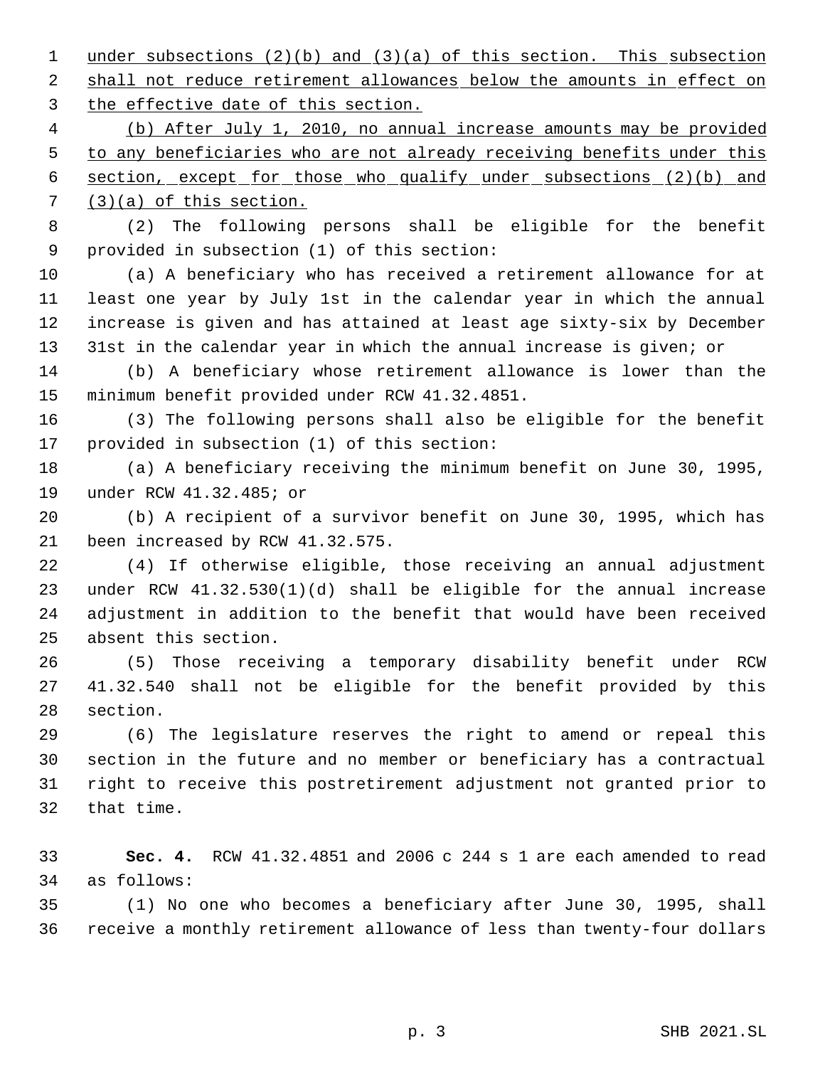under subsections (2)(b) and (3)(a) of this section. This subsection shall not reduce retirement allowances below the amounts in effect on the effective date of this section.

(b) After July 1, 2010, no annual increase amounts may be provided to any beneficiaries who are not already receiving benefits under this section, except for those who qualify under subsections (2)(b) and (3)(a) of this section.

(2) The following persons shall be eligible for the benefit provided in subsection (1) of this section:

(a) A beneficiary who has received a retirement allowance for at least one year by July 1st in the calendar year in which the annual increase is given and has attained at least age sixty-six by December 31st in the calendar year in which the annual increase is given; or

(b) A beneficiary whose retirement allowance is lower than the minimum benefit provided under RCW 41.32.4851.

(3) The following persons shall also be eligible for the benefit provided in subsection (1) of this section:

(a) A beneficiary receiving the minimum benefit on June 30, 1995, under RCW 41.32.485; or

(b) A recipient of a survivor benefit on June 30, 1995, which has been increased by RCW 41.32.575.

(4) If otherwise eligible, those receiving an annual adjustment under RCW 41.32.530(1)(d) shall be eligible for the annual increase adjustment in addition to the benefit that would have been received absent this section.

(5) Those receiving a temporary disability benefit under RCW 41.32.540 shall not be eligible for the benefit provided by this section.

(6) The legislature reserves the right to amend or repeal this section in the future and no member or beneficiary has a contractual right to receive this postretirement adjustment not granted prior to that time.

**Sec. 4.** RCW 41.32.4851 and 2006 c 244 s 1 are each amended to read as follows:

(1) No one who becomes a beneficiary after June 30, 1995, shall receive a monthly retirement allowance of less than twenty-four dollars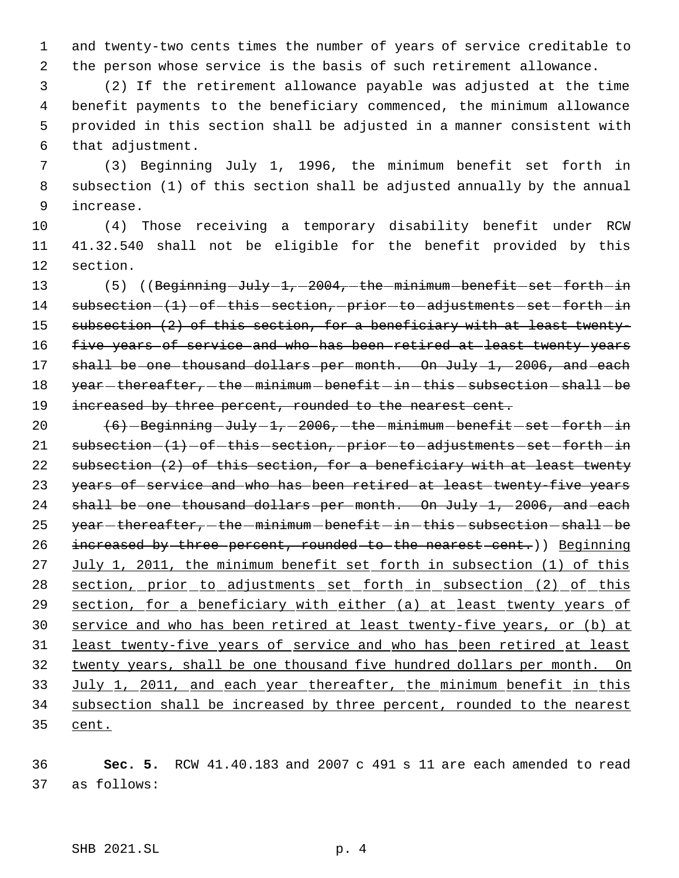and twenty-two cents times the number of years of service creditable to the person whose service is the basis of such retirement allowance.

(2) If the retirement allowance payable was adjusted at the time benefit payments to the beneficiary commenced, the minimum allowance provided in this section shall be adjusted in a manner consistent with that adjustment.

(3) Beginning July 1, 1996, the minimum benefit set forth in subsection (1) of this section shall be adjusted annually by the annual increase.

(4) Those receiving a temporary disability benefit under RCW 41.32.540 shall not be eligible for the benefit provided by this section.

(5) ((~~Beginning July 1, 2004, the minimum benefit set forth in subsection (1) of this section, prior to adjustments set forth in subsection (2) of this section, for a beneficiary with at least twenty-five years of service and who has been retired at least twenty years shall be one thousand dollars per month. On July 1, 2006, and each year thereafter, the minimum benefit in this subsection shall be increased by three percent, rounded to the nearest cent.~~

~~(6) Beginning July 1, 2006, the minimum benefit set forth in subsection (1) of this section, prior to adjustments set forth in subsection (2) of this section, for a beneficiary with at least twenty years of service and who has been retired at least twenty-five years shall be one thousand dollars per month. On July 1, 2006, and each year thereafter, the minimum benefit in this subsection shall be increased by three percent, rounded to the nearest cent.~~)) <u>Beginning July 1, 2011, the minimum benefit set forth in subsection (1) of this section, prior to adjustments set forth in subsection (2) of this section, for a beneficiary with either (a) at least twenty years of service and who has been retired at least twenty-five years, or (b) at least twenty-five years of service and who has been retired at least twenty years, shall be one thousand five hundred dollars per month. On July 1, 2011, and each year thereafter, the minimum benefit in this subsection shall be increased by three percent, rounded to the nearest cent.</u>

**Sec. 5.** RCW 41.40.183 and 2007 c 491 s 11 are each amended to read as follows: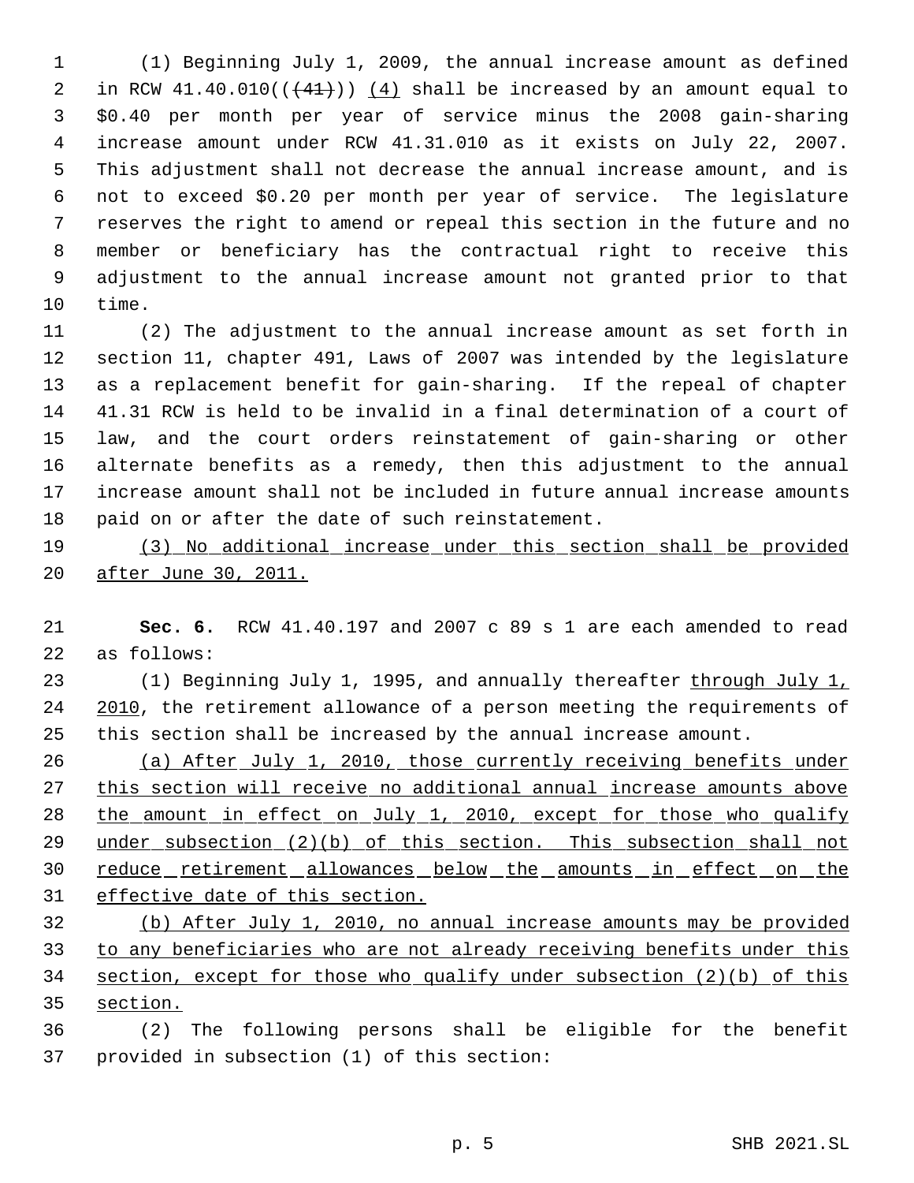(1) Beginning July 1, 2009, the annual increase amount as defined in RCW 41.40.010((~~(41)~~)) <u>(4)</u> shall be increased by an amount equal to $0.40 per month per year of service minus the 2008 gain-sharing increase amount under RCW 41.31.010 as it exists on July 22, 2007. This adjustment shall not decrease the annual increase amount, and is not to exceed $0.20 per month per year of service. The legislature reserves the right to amend or repeal this section in the future and no member or beneficiary has the contractual right to receive this adjustment to the annual increase amount not granted prior to that time.

(2) The adjustment to the annual increase amount as set forth in section 11, chapter 491, Laws of 2007 was intended by the legislature as a replacement benefit for gain-sharing. If the repeal of chapter 41.31 RCW is held to be invalid in a final determination of a court of law, and the court orders reinstatement of gain-sharing or other alternate benefits as a remedy, then this adjustment to the annual increase amount shall not be included in future annual increase amounts paid on or after the date of such reinstatement.

<u>(3) No additional increase under this section shall be provided after June 30, 2011.</u>

**Sec. 6.** RCW 41.40.197 and 2007 c 89 s 1 are each amended to read as follows:

(1) Beginning July 1, 1995, and annually thereafter <u>through July 1, 2010</u>, the retirement allowance of a person meeting the requirements of this section shall be increased by the annual increase amount.

<u>(a) After July 1, 2010, those currently receiving benefits under this section will receive no additional annual increase amounts above the amount in effect on July 1, 2010, except for those who qualify under subsection (2)(b) of this section. This subsection shall not reduce retirement allowances below the amounts in effect on the effective date of this section.</u>

<u>(b) After July 1, 2010, no annual increase amounts may be provided to any beneficiaries who are not already receiving benefits under this section, except for those who qualify under subsection (2)(b) of this section.</u>

(2) The following persons shall be eligible for the benefit provided in subsection (1) of this section: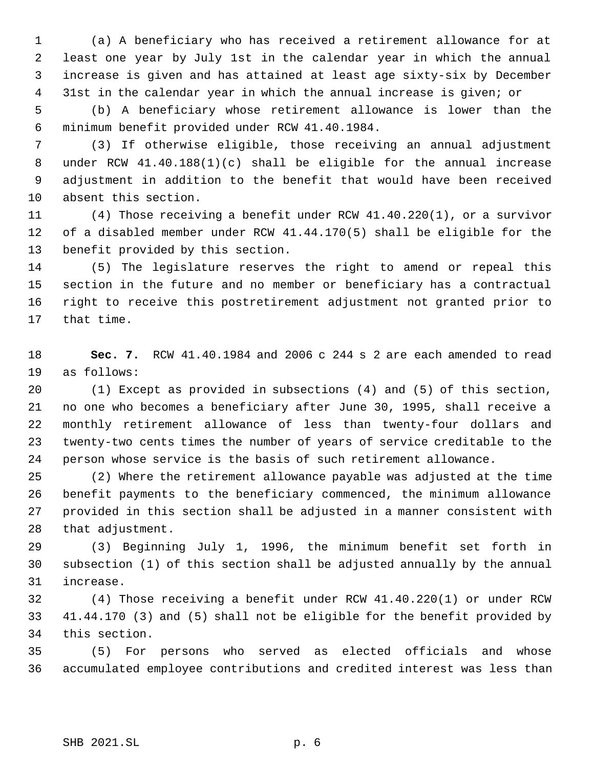(a) A beneficiary who has received a retirement allowance for at least one year by July 1st in the calendar year in which the annual increase is given and has attained at least age sixty-six by December 31st in the calendar year in which the annual increase is given; or

(b) A beneficiary whose retirement allowance is lower than the minimum benefit provided under RCW 41.40.1984.

(3) If otherwise eligible, those receiving an annual adjustment under RCW 41.40.188(1)(c) shall be eligible for the annual increase adjustment in addition to the benefit that would have been received absent this section.

(4) Those receiving a benefit under RCW 41.40.220(1), or a survivor of a disabled member under RCW 41.44.170(5) shall be eligible for the benefit provided by this section.

(5) The legislature reserves the right to amend or repeal this section in the future and no member or beneficiary has a contractual right to receive this postretirement adjustment not granted prior to that time.

**Sec. 7.** RCW 41.40.1984 and 2006 c 244 s 2 are each amended to read as follows:

(1) Except as provided in subsections (4) and (5) of this section, no one who becomes a beneficiary after June 30, 1995, shall receive a monthly retirement allowance of less than twenty-four dollars and twenty-two cents times the number of years of service creditable to the person whose service is the basis of such retirement allowance.

(2) Where the retirement allowance payable was adjusted at the time benefit payments to the beneficiary commenced, the minimum allowance provided in this section shall be adjusted in a manner consistent with that adjustment.

(3) Beginning July 1, 1996, the minimum benefit set forth in subsection (1) of this section shall be adjusted annually by the annual increase.

(4) Those receiving a benefit under RCW 41.40.220(1) or under RCW 41.44.170 (3) and (5) shall not be eligible for the benefit provided by this section.

(5) For persons who served as elected officials and whose accumulated employee contributions and credited interest was less than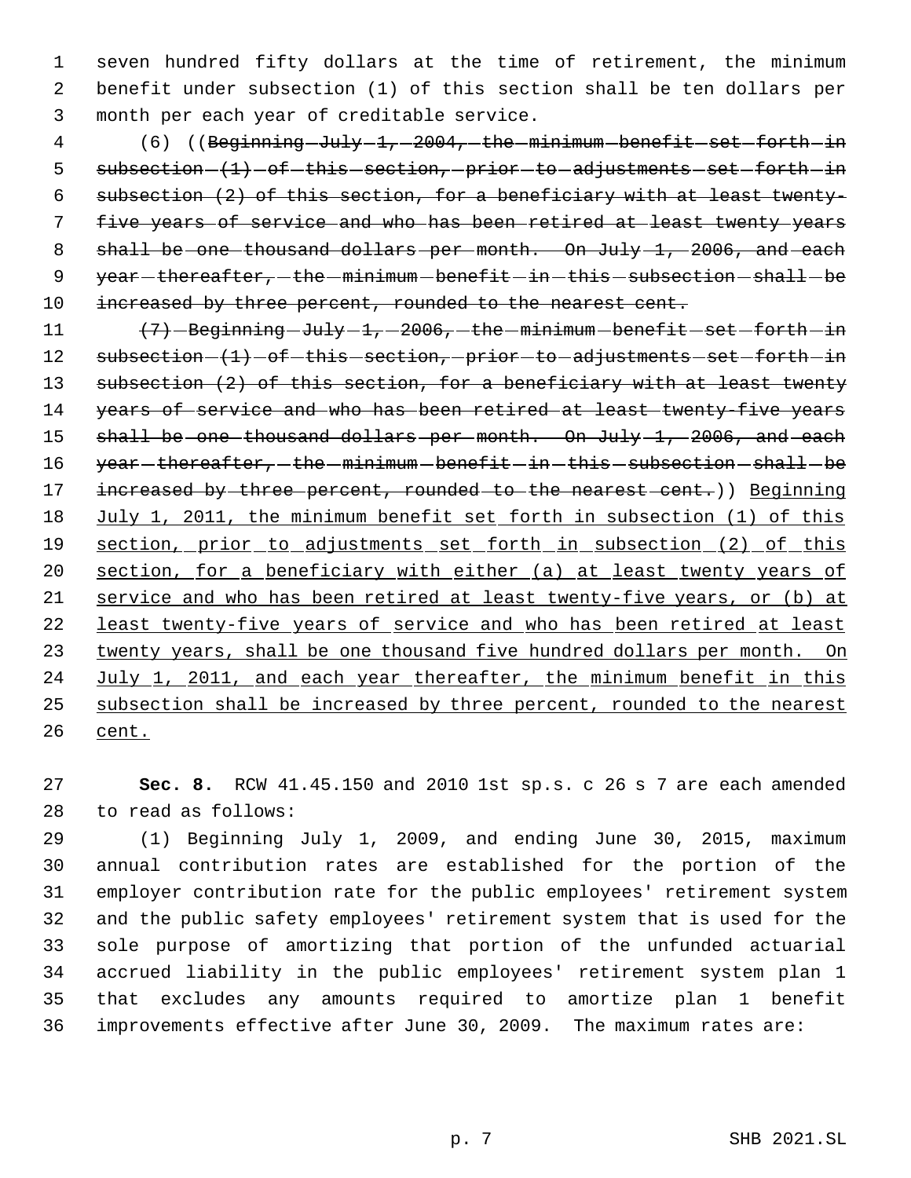seven hundred fifty dollars at the time of retirement, the minimum benefit under subsection (1) of this section shall be ten dollars per month per each year of creditable service.

(6) ((~~Beginning July 1, 2004, the minimum benefit set forth in subsection (1) of this section, prior to adjustments set forth in subsection (2) of this section, for a beneficiary with at least twenty-five years of service and who has been retired at least twenty years shall be one thousand dollars per month. On July 1, 2006, and each year thereafter, the minimum benefit in this subsection shall be increased by three percent, rounded to the nearest cent.~~

~~(7) Beginning July 1, 2006, the minimum benefit set forth in subsection (1) of this section, prior to adjustments set forth in subsection (2) of this section, for a beneficiary with at least twenty years of service and who has been retired at least twenty-five years shall be one thousand dollars per month. On July 1, 2006, and each year thereafter, the minimum benefit in this subsection shall be increased by three percent, rounded to the nearest cent.~~)) <u>Beginning July 1, 2011, the minimum benefit set forth in subsection (1) of this section, prior to adjustments set forth in subsection (2) of this section, for a beneficiary with either (a) at least twenty years of service and who has been retired at least twenty-five years, or (b) at least twenty-five years of service and who has been retired at least twenty years, shall be one thousand five hundred dollars per month. On July 1, 2011, and each year thereafter, the minimum benefit in this subsection shall be increased by three percent, rounded to the nearest cent.</u>

**Sec. 8.** RCW 41.45.150 and 2010 1st sp.s. c 26 s 7 are each amended to read as follows:

(1) Beginning July 1, 2009, and ending June 30, 2015, maximum annual contribution rates are established for the portion of the employer contribution rate for the public employees' retirement system and the public safety employees' retirement system that is used for the sole purpose of amortizing that portion of the unfunded actuarial accrued liability in the public employees' retirement system plan 1 that excludes any amounts required to amortize plan 1 benefit improvements effective after June 30, 2009. The maximum rates are: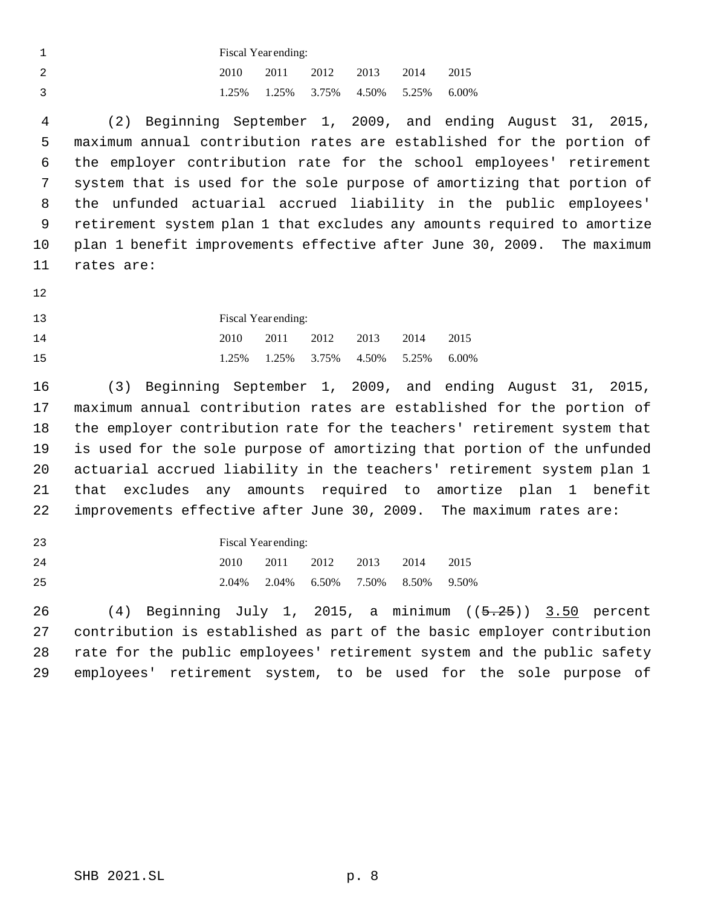| Fiscal Year ending: | | | | | |
|---|---|---|---|---|---|
| 2010 | 2011 | 2012 | 2013 | 2014 | 2015 |
| 1.25% | 1.25% | 3.75% | 4.50% | 5.25% | 6.00% |

(2) Beginning September 1, 2009, and ending August 31, 2015, maximum annual contribution rates are established for the portion of the employer contribution rate for the school employees' retirement system that is used for the sole purpose of amortizing that portion of the unfunded actuarial accrued liability in the public employees' retirement system plan 1 that excludes any amounts required to amortize plan 1 benefit improvements effective after June 30, 2009. The maximum rates are:

| Fiscal Year ending: | | | | | |
|---|---|---|---|---|---|
| 2010 | 2011 | 2012 | 2013 | 2014 | 2015 |
| 1.25% | 1.25% | 3.75% | 4.50% | 5.25% | 6.00% |

(3) Beginning September 1, 2009, and ending August 31, 2015, maximum annual contribution rates are established for the portion of the employer contribution rate for the teachers' retirement system that is used for the sole purpose of amortizing that portion of the unfunded actuarial accrued liability in the teachers' retirement system plan 1 that excludes any amounts required to amortize plan 1 benefit improvements effective after June 30, 2009. The maximum rates are:

| Fiscal Year ending: | | | | | |
|---|---|---|---|---|---|
| 2010 | 2011 | 2012 | 2013 | 2014 | 2015 |
| 2.04% | 2.04% | 6.50% | 7.50% | 8.50% | 9.50% |

(4) Beginning July 1, 2015, a minimum ((~~5.25~~)) <u>3.50</u> percent contribution is established as part of the basic employer contribution rate for the public employees' retirement system and the public safety employees' retirement system, to be used for the sole purpose of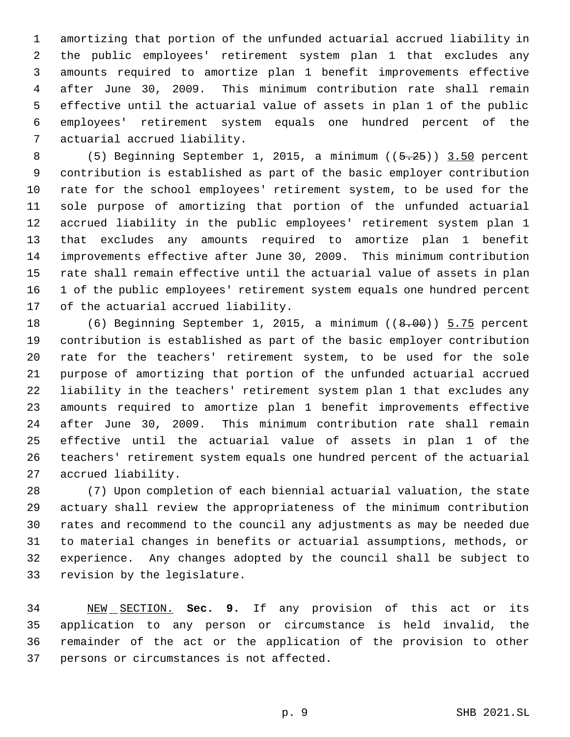amortizing that portion of the unfunded actuarial accrued liability in the public employees' retirement system plan 1 that excludes any amounts required to amortize plan 1 benefit improvements effective after June 30, 2009. This minimum contribution rate shall remain effective until the actuarial value of assets in plan 1 of the public employees' retirement system equals one hundred percent of the actuarial accrued liability.

(5) Beginning September 1, 2015, a minimum ((~~5.25~~)) <u>3.50</u> percent contribution is established as part of the basic employer contribution rate for the school employees' retirement system, to be used for the sole purpose of amortizing that portion of the unfunded actuarial accrued liability in the public employees' retirement system plan 1 that excludes any amounts required to amortize plan 1 benefit improvements effective after June 30, 2009. This minimum contribution rate shall remain effective until the actuarial value of assets in plan 1 of the public employees' retirement system equals one hundred percent of the actuarial accrued liability.

(6) Beginning September 1, 2015, a minimum ((~~8.00~~)) <u>5.75</u> percent contribution is established as part of the basic employer contribution rate for the teachers' retirement system, to be used for the sole purpose of amortizing that portion of the unfunded actuarial accrued liability in the teachers' retirement system plan 1 that excludes any amounts required to amortize plan 1 benefit improvements effective after June 30, 2009. This minimum contribution rate shall remain effective until the actuarial value of assets in plan 1 of the teachers' retirement system equals one hundred percent of the actuarial accrued liability.

(7) Upon completion of each biennial actuarial valuation, the state actuary shall review the appropriateness of the minimum contribution rates and recommend to the council any adjustments as may be needed due to material changes in benefits or actuarial assumptions, methods, or experience. Any changes adopted by the council shall be subject to revision by the legislature.

<u>NEW SECTION.</u> **Sec. 9.** If any provision of this act or its application to any person or circumstance is held invalid, the remainder of the act or the application of the provision to other persons or circumstances is not affected.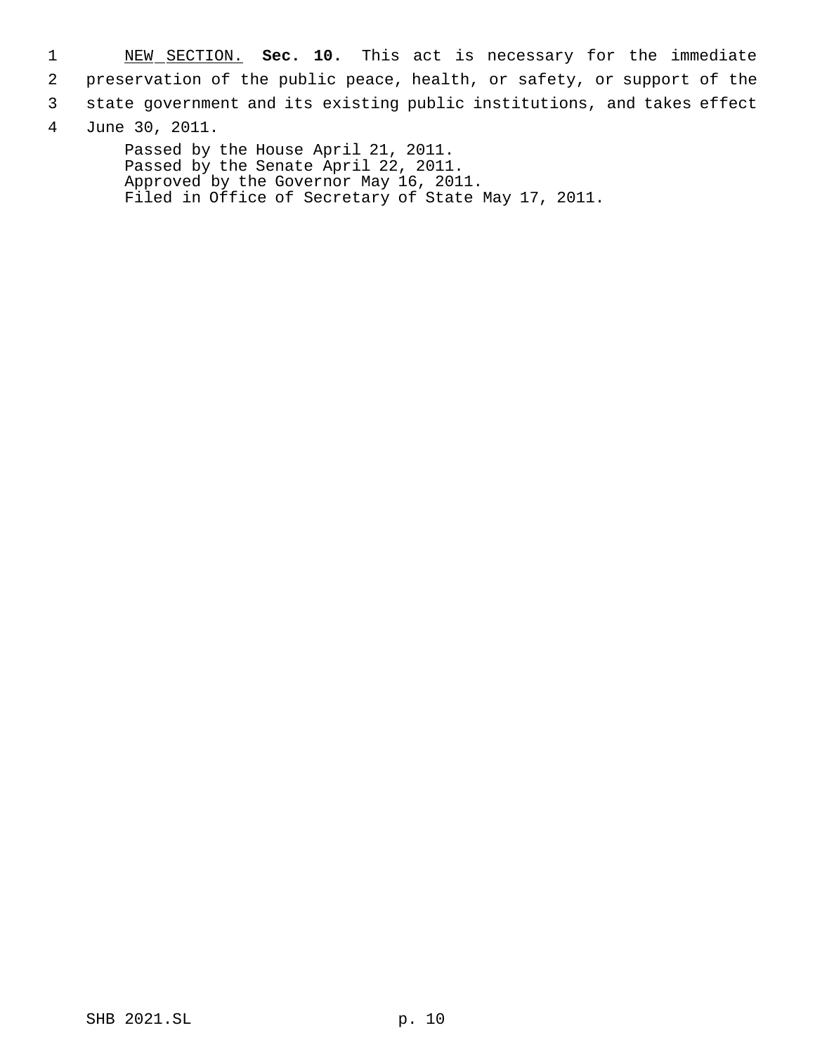NEW SECTION. **Sec. 10.** This act is necessary for the immediate preservation of the public peace, health, or safety, or support of the state government and its existing public institutions, and takes effect June 30, 2011.

Passed by the House April 21, 2011.
Passed by the Senate April 22, 2011.
Approved by the Governor May 16, 2011.
Filed in Office of Secretary of State May 17, 2011.